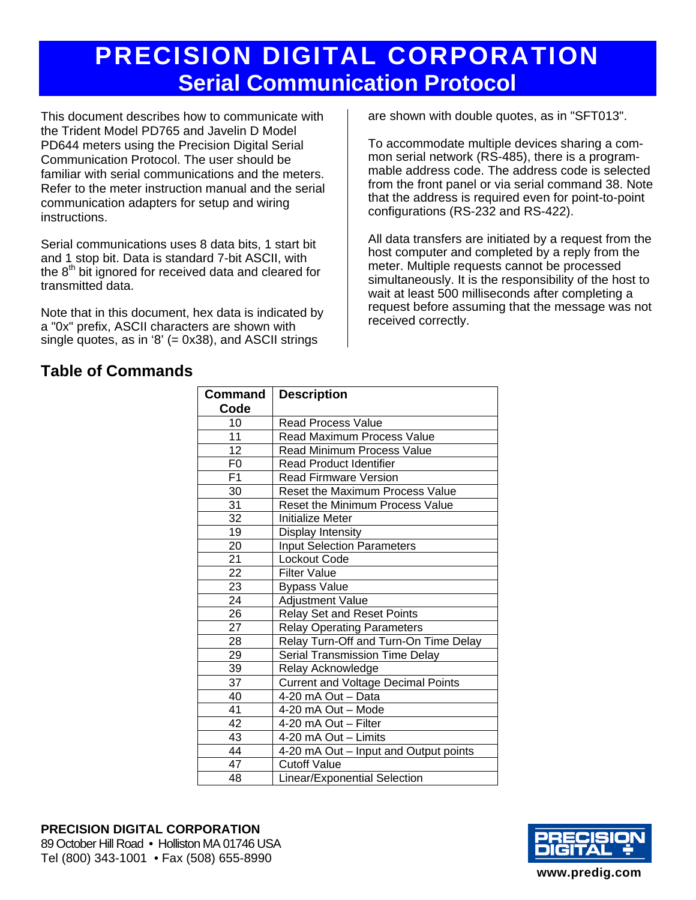# PRECISION DIGITAL CORPORATION
## Serial Communication Protocol

This document describes how to communicate with the Trident Model PD765 and Javelin D Model PD644 meters using the Precision Digital Serial Communication Protocol. The user should be familiar with serial communications and the meters. Refer to the meter instruction manual and the serial communication adapters for setup and wiring instructions.

Serial communications uses 8 data bits, 1 start bit and 1 stop bit. Data is standard 7-bit ASCII, with the 8th bit ignored for received data and cleared for transmitted data.

Note that in this document, hex data is indicated by a "0x" prefix, ASCII characters are shown with single quotes, as in '8' (= 0x38), and ASCII strings are shown with double quotes, as in "SFT013".

To accommodate multiple devices sharing a common serial network (RS-485), there is a programmable address code. The address code is selected from the front panel or via serial command 38. Note that the address is required even for point-to-point configurations (RS-232 and RS-422).

All data transfers are initiated by a request from the host computer and completed by a reply from the meter. Multiple requests cannot be processed simultaneously. It is the responsibility of the host to wait at least 500 milliseconds after completing a request before assuming that the message was not received correctly.

## Table of Commands

| Command Code | Description |
|---|---|
| 10 | Read Process Value |
| 11 | Read Maximum Process Value |
| 12 | Read Minimum Process Value |
| F0 | Read Product Identifier |
| F1 | Read Firmware Version |
| 30 | Reset the Maximum Process Value |
| 31 | Reset the Minimum Process Value |
| 32 | Initialize Meter |
| 19 | Display Intensity |
| 20 | Input Selection Parameters |
| 21 | Lockout Code |
| 22 | Filter Value |
| 23 | Bypass Value |
| 24 | Adjustment Value |
| 26 | Relay Set and Reset Points |
| 27 | Relay Operating Parameters |
| 28 | Relay Turn-Off and Turn-On Time Delay |
| 29 | Serial Transmission Time Delay |
| 39 | Relay Acknowledge |
| 37 | Current and Voltage Decimal Points |
| 40 | 4-20 mA Out – Data |
| 41 | 4-20 mA Out – Mode |
| 42 | 4-20 mA Out – Filter |
| 43 | 4-20 mA Out – Limits |
| 44 | 4-20 mA Out – Input and Output points |
| 47 | Cutoff Value |
| 48 | Linear/Exponential Selection |

**PRECISION DIGITAL CORPORATION**
89 October Hill Road • Holliston MA 01746 USA
Tel (800) 343-1001 • Fax (508) 655-8990

www.predig.com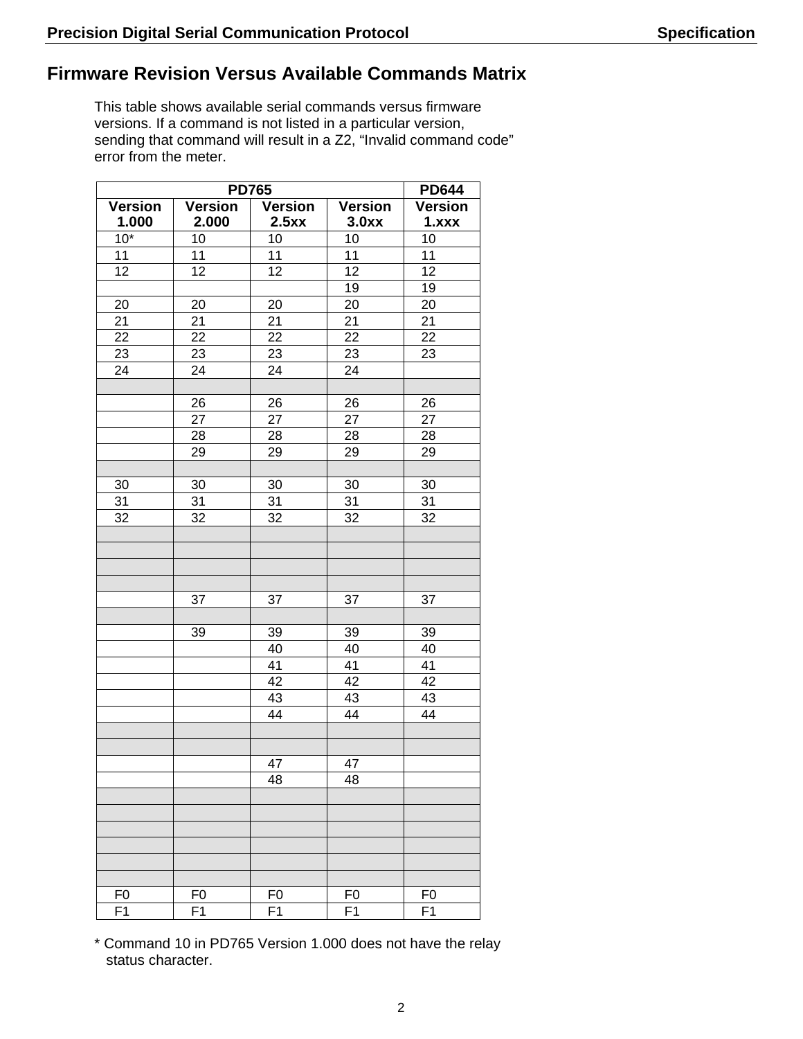## Firmware Revision Versus Available Commands Matrix

This table shows available serial commands versus firmware versions. If a command is not listed in a particular version, sending that command will result in a Z2, "Invalid command code" error from the meter.

| PD765 | | | | PD644 |
|---|---|---|---|---|
| **Version 1.000** | **Version 2.000** | **Version 2.5xx** | **Version 3.0xx** | **Version 1.xxx** |
| 10* | 10 | 10 | 10 | 10 |
| 11 | 11 | 11 | 11 | 11 |
| 12 | 12 | 12 | 12 | 12 |
| | | | 19 | 19 |
| 20 | 20 | 20 | 20 | 20 |
| 21 | 21 | 21 | 21 | 21 |
| 22 | 22 | 22 | 22 | 22 |
| 23 | 23 | 23 | 23 | 23 |
| 24 | 24 | 24 | 24 | |
| | | | | |
| | 26 | 26 | 26 | 26 |
| | 27 | 27 | 27 | 27 |
| | 28 | 28 | 28 | 28 |
| | 29 | 29 | 29 | 29 |
| | | | | |
| 30 | 30 | 30 | 30 | 30 |
| 31 | 31 | 31 | 31 | 31 |
| 32 | 32 | 32 | 32 | 32 |
| | | | | |
| | | | | |
| | | | | |
| | | | | |
| | 37 | 37 | 37 | 37 |
| | | | | |
| | 39 | 39 | 39 | 39 |
| | | 40 | 40 | 40 |
| | | 41 | 41 | 41 |
| | | 42 | 42 | 42 |
| | | 43 | 43 | 43 |
| | | 44 | 44 | 44 |
| | | | | |
| | | | | |
| | | 47 | 47 | |
| | | 48 | 48 | |
| | | | | |
| | | | | |
| | | | | |
| | | | | |
| | | | | |
| | | | | |
| F0 | F0 | F0 | F0 | F0 |
| F1 | F1 | F1 | F1 | F1 |

* Command 10 in PD765 Version 1.000 does not have the relay status character.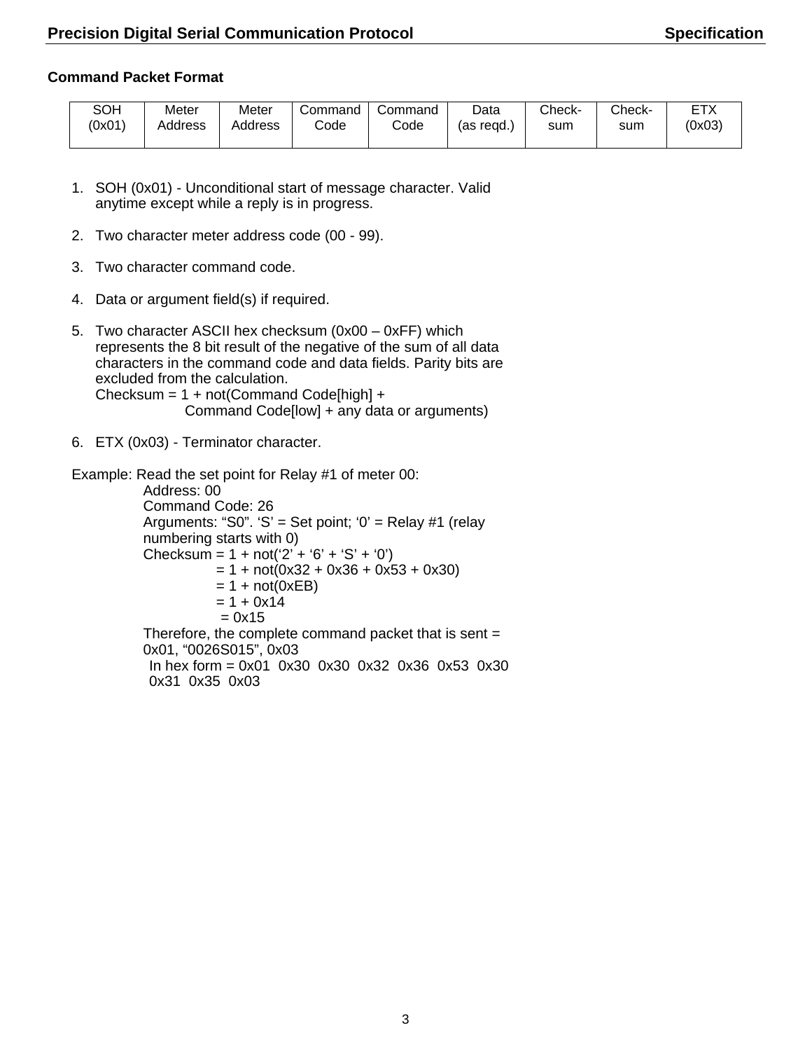## Command Packet Format

| SOH (0x01) | Meter Address | Meter Address | Command Code | Command Code | Data (as reqd.) | Check-sum | Check-sum | ETX (0x03) |
|---|---|---|---|---|---|---|---|---|

1. SOH (0x01) - Unconditional start of message character. Valid anytime except while a reply is in progress.

2. Two character meter address code (00 - 99).

3. Two character command code.

4. Data or argument field(s) if required.

5. Two character ASCII hex checksum (0x00 – 0xFF) which represents the 8 bit result of the negative of the sum of all data characters in the command code and data fields. Parity bits are excluded from the calculation.
   Checksum = 1 + not(Command Code[high] +
   Command Code[low] + any data or arguments)

6. ETX (0x03) - Terminator character.

Example: Read the set point for Relay #1 of meter 00:
   Address: 00
   Command Code: 26
   Arguments: “S0”. ‘S’ = Set point; ‘0’ = Relay #1 (relay numbering starts with 0)
   Checksum = 1 + not(‘2’ + ‘6’ + ‘S’ + ‘0’)
   = 1 + not(0x32 + 0x36 + 0x53 + 0x30)
   = 1 + not(0xEB)
   = 1 + 0x14
   = 0x15
   Therefore, the complete command packet that is sent = 0x01, “0026S015”, 0x03
   In hex form = 0x01 0x30 0x30 0x32 0x36 0x53 0x30 0x31 0x35 0x03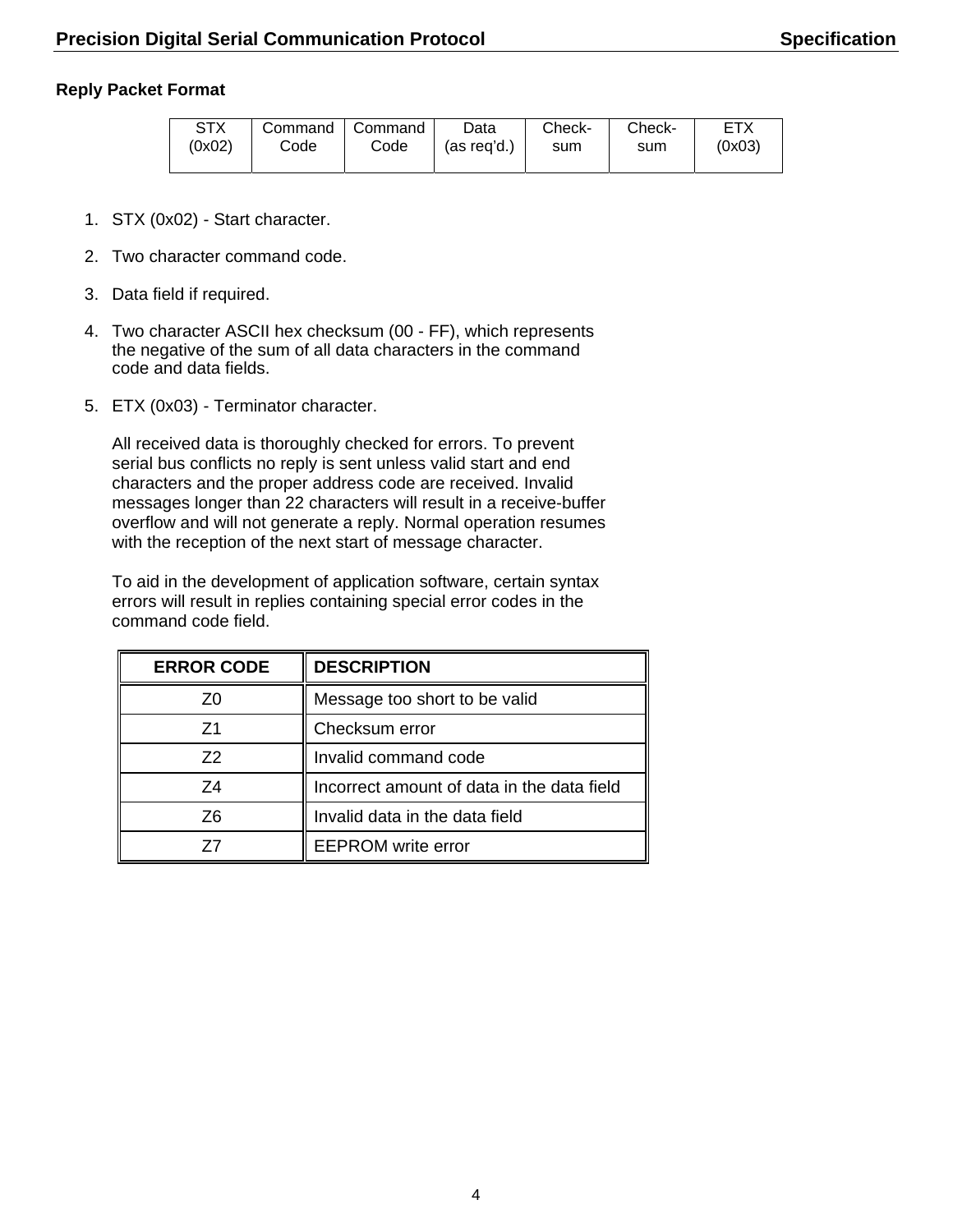## Reply Packet Format

| STX (0x02) | Command Code | Command Code | Data (as req'd.) | Check-sum | Check-sum | ETX (0x03) |
|---|---|---|---|---|---|---|

1. STX (0x02) - Start character.

2. Two character command code.

3. Data field if required.

4. Two character ASCII hex checksum (00 - FF), which represents the negative of the sum of all data characters in the command code and data fields.

5. ETX (0x03) - Terminator character.

   All received data is thoroughly checked for errors. To prevent serial bus conflicts no reply is sent unless valid start and end characters and the proper address code are received. Invalid messages longer than 22 characters will result in a receive-buffer overflow and will not generate a reply. Normal operation resumes with the reception of the next start of message character.

   To aid in the development of application software, certain syntax errors will result in replies containing special error codes in the command code field.

| ERROR CODE | DESCRIPTION |
|---|---|
| Z0 | Message too short to be valid |
| Z1 | Checksum error |
| Z2 | Invalid command code |
| Z4 | Incorrect amount of data in the data field |
| Z6 | Invalid data in the data field |
| Z7 | EEPROM write error |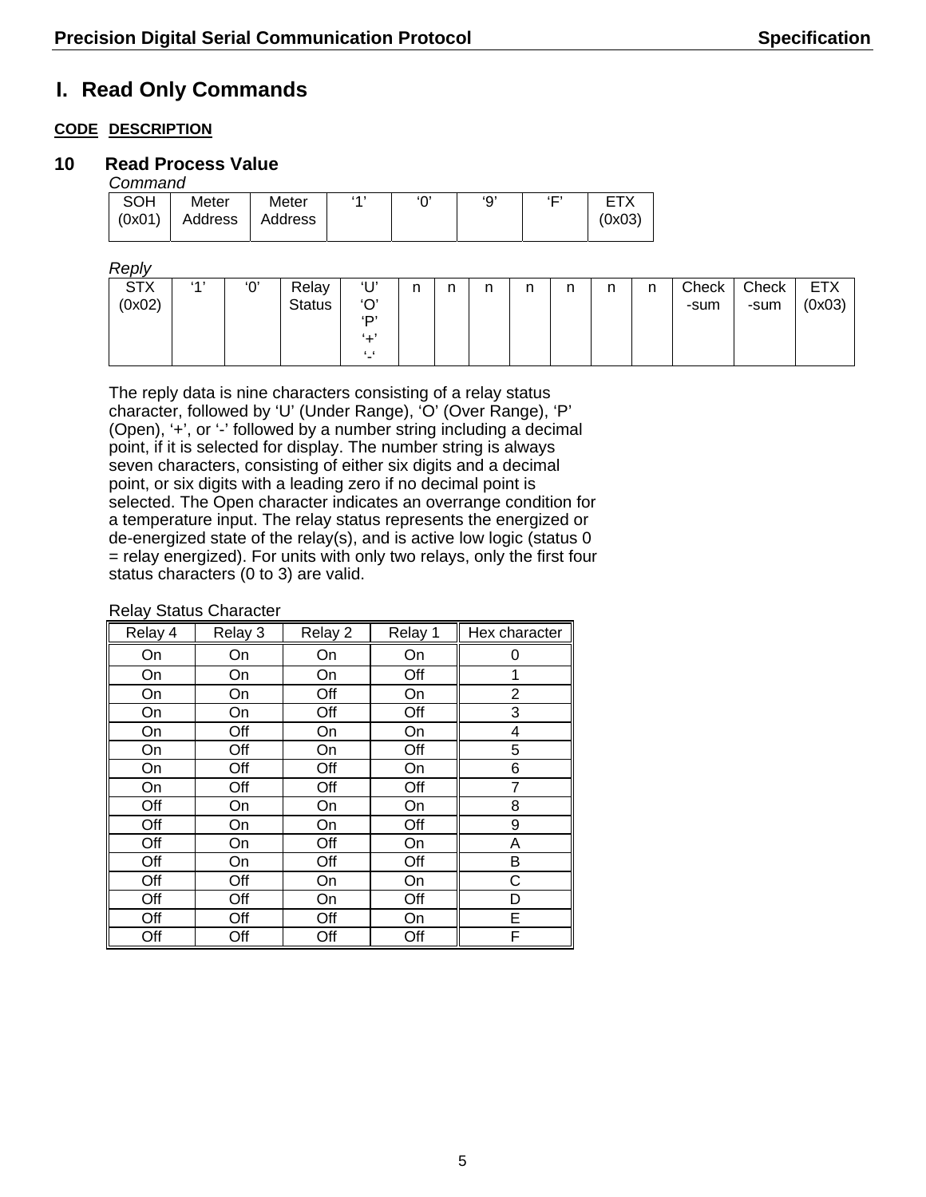# I. Read Only Commands

**CODE DESCRIPTION**

## 10 Read Process Value

*Command*

| SOH (0x01) | Meter Address | Meter Address | '1' | '0' | '9' | 'F' | ETX (0x03) |
|---|---|---|---|---|---|---|---|

*Reply*

| STX (0x02) | '1' | '0' | Relay Status | 'U' 'O' 'P' '+' '-' | n | n | n | n | n | n | n | Check-sum | Check-sum | ETX (0x03) |
|---|---|---|---|---|---|---|---|---|---|---|---|---|---|---|

The reply data is nine characters consisting of a relay status character, followed by 'U' (Under Range), 'O' (Over Range), 'P' (Open), '+', or '-' followed by a number string including a decimal point, if it is selected for display. The number string is always seven characters, consisting of either six digits and a decimal point, or six digits with a leading zero if no decimal point is selected. The Open character indicates an overrange condition for a temperature input. The relay status represents the energized or de-energized state of the relay(s), and is active low logic (status 0 = relay energized). For units with only two relays, only the first four status characters (0 to 3) are valid.

Relay Status Character

| Relay 4 | Relay 3 | Relay 2 | Relay 1 | Hex character |
|---|---|---|---|---|
| On | On | On | On | 0 |
| On | On | On | Off | 1 |
| On | On | Off | On | 2 |
| On | On | Off | Off | 3 |
| On | Off | On | On | 4 |
| On | Off | On | Off | 5 |
| On | Off | Off | On | 6 |
| On | Off | Off | Off | 7 |
| Off | On | On | On | 8 |
| Off | On | On | Off | 9 |
| Off | On | Off | On | A |
| Off | On | Off | Off | B |
| Off | Off | On | On | C |
| Off | Off | On | Off | D |
| Off | Off | Off | On | E |
| Off | Off | Off | Off | F |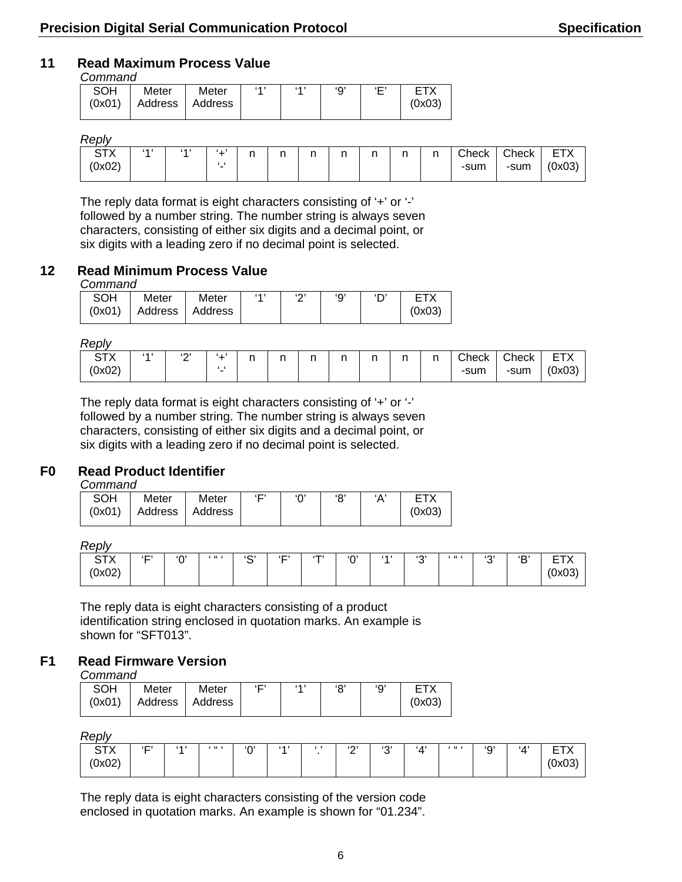## 11 Read Maximum Process Value

*Command*

| SOH (0x01) | Meter Address | Meter Address | '1' | '1' | '9' | 'E' | ETX (0x03) |
|---|---|---|---|---|---|---|---|

*Reply*

| STX (0x02) | '1' | '1' | '+' '-' | n | n | n | n | n | n | n | Check-sum | Check-sum | ETX (0x03) |
|---|---|---|---|---|---|---|---|---|---|---|---|---|---|

The reply data format is eight characters consisting of '+' or '-' followed by a number string. The number string is always seven characters, consisting of either six digits and a decimal point, or six digits with a leading zero if no decimal point is selected.

## 12 Read Minimum Process Value

*Command*

| SOH (0x01) | Meter Address | Meter Address | '1' | '2' | '9' | 'D' | ETX (0x03) |
|---|---|---|---|---|---|---|---|

*Reply*

| STX (0x02) | '1' | '2' | '+' '-' | n | n | n | n | n | n | n | Check-sum | Check-sum | ETX (0x03) |
|---|---|---|---|---|---|---|---|---|---|---|---|---|---|

The reply data format is eight characters consisting of '+' or '-' followed by a number string. The number string is always seven characters, consisting of either six digits and a decimal point, or six digits with a leading zero if no decimal point is selected.

## F0 Read Product Identifier

*Command*

| SOH (0x01) | Meter Address | Meter Address | 'F' | '0' | '8' | 'A' | ETX (0x03) |
|---|---|---|---|---|---|---|---|

*Reply*

| STX (0x02) | 'F' | '0' | ' " ' | 'S' | 'F' | 'T' | '0' | '1' | '3' | ' " ' | '3' | 'B' | ETX (0x03) |
|---|---|---|---|---|---|---|---|---|---|---|---|---|---|

The reply data is eight characters consisting of a product identification string enclosed in quotation marks. An example is shown for "SFT013".

## F1 Read Firmware Version

*Command*

| SOH (0x01) | Meter Address | Meter Address | 'F' | '1' | '8' | '9' | ETX (0x03) |
|---|---|---|---|---|---|---|---|

*Reply*

| STX (0x02) | 'F' | '1' | ' " ' | '0' | '1' | '.' | '2' | '3' | '4' | ' " ' | '9' | '4' | ETX (0x03) |
|---|---|---|---|---|---|---|---|---|---|---|---|---|---|

The reply data is eight characters consisting of the version code enclosed in quotation marks. An example is shown for "01.234".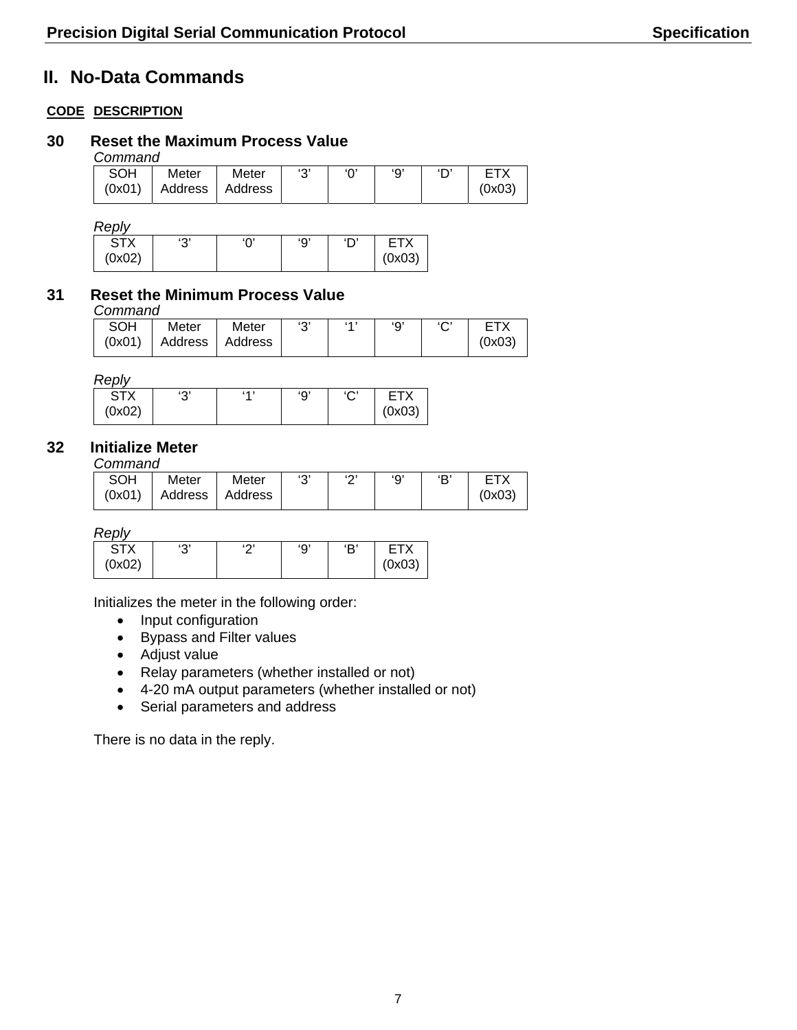## II. No-Data Commands

**CODE DESCRIPTION**

### 30 Reset the Maximum Process Value

*Command*

| SOH (0x01) | Meter Address | Meter Address | ‘3’ | ‘0’ | ‘9’ | ‘D’ | ETX (0x03) |
|---|---|---|---|---|---|---|---|

*Reply*

| STX (0x02) | ‘3’ | ‘0’ | ‘9’ | ‘D’ | ETX (0x03) |
|---|---|---|---|---|---|

### 31 Reset the Minimum Process Value

*Command*

| SOH (0x01) | Meter Address | Meter Address | ‘3’ | ‘1’ | ‘9’ | ‘C’ | ETX (0x03) |
|---|---|---|---|---|---|---|---|

*Reply*

| STX (0x02) | ‘3’ | ‘1’ | ‘9’ | ‘C’ | ETX (0x03) |
|---|---|---|---|---|---|

### 32 Initialize Meter

*Command*

| SOH (0x01) | Meter Address | Meter Address | ‘3’ | ‘2’ | ‘9’ | ‘B’ | ETX (0x03) |
|---|---|---|---|---|---|---|---|

*Reply*

| STX (0x02) | ‘3’ | ‘2’ | ‘9’ | ‘B’ | ETX (0x03) |
|---|---|---|---|---|---|

Initializes the meter in the following order:

- Input configuration
- Bypass and Filter values
- Adjust value
- Relay parameters (whether installed or not)
- 4-20 mA output parameters (whether installed or not)
- Serial parameters and address

There is no data in the reply.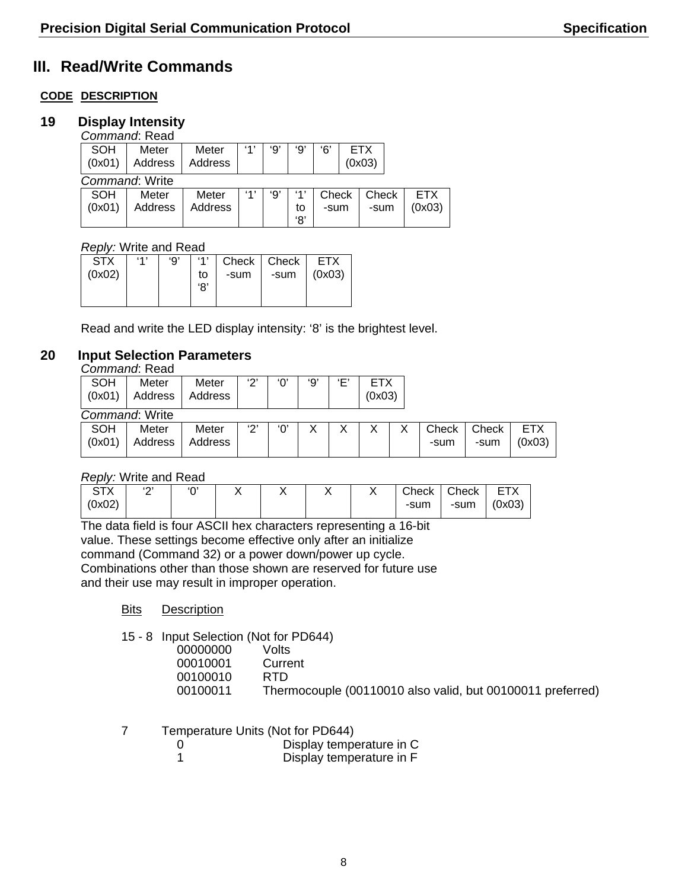## III. Read/Write Commands

**CODE DESCRIPTION**

### 19 Display Intensity

*Command*: Read

| SOH (0x01) | Meter Address | Meter Address | '1' | '9' | '9' | '6' | ETX (0x03) |
|---|---|---|---|---|---|---|---|

*Command*: Write

| SOH (0x01) | Meter Address | Meter Address | '1' | '9' | '1' to '8' | Check -sum | Check -sum | ETX (0x03) |
|---|---|---|---|---|---|---|---|---|

*Reply:* Write and Read

| STX (0x02) | '1' | '9' | '1' to '8' | Check -sum | Check -sum | ETX (0x03) |
|---|---|---|---|---|---|---|

Read and write the LED display intensity: '8' is the brightest level.

### 20 Input Selection Parameters

*Command*: Read

| SOH (0x01) | Meter Address | Meter Address | '2' | '0' | '9' | 'E' | ETX (0x03) |
|---|---|---|---|---|---|---|---|

*Command*: Write

| SOH (0x01) | Meter Address | Meter Address | '2' | '0' | X | X | X | X | Check -sum | Check -sum | ETX (0x03) |
|---|---|---|---|---|---|---|---|---|---|---|---|

*Reply:* Write and Read

| STX (0x02) | '2' | '0' | X | X | X | X | Check -sum | Check -sum | ETX (0x03) |
|---|---|---|---|---|---|---|---|---|---|

The data field is four ASCII hex characters representing a 16-bit value. These settings become effective only after an initialize command (Command 32) or a power down/power up cycle. Combinations other than those shown are reserved for future use and their use may result in improper operation.

<u>Bits</u> <u>Description</u>

15 - 8 Input Selection (Not for PD644)

- 00000000 Volts
- 00010001 Current
- 00100010 RTD
- 00100011 Thermocouple (00110010 also valid, but 00100011 preferred)

7 Temperature Units (Not for PD644)

- 0 Display temperature in C
- 1 Display temperature in F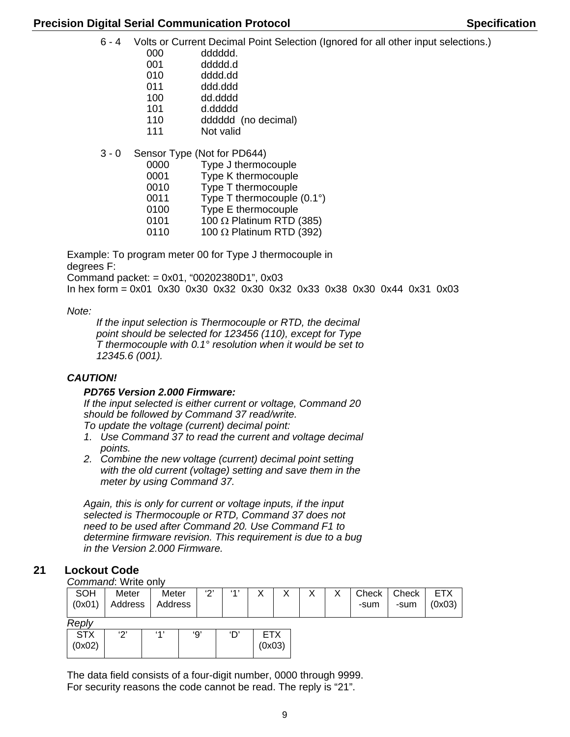6 - 4  Volts or Current Decimal Point Selection (Ignored for all other input selections.)

- 000  dddddd.
- 001  ddddd.d
- 010  dddd.dd
- 011  ddd.ddd
- 100  dd.dddd
- 101  d.ddddd
- 110  dddddd (no decimal)
- 111  Not valid

3 - 0  Sensor Type (Not for PD644)

- 0000  Type J thermocouple
- 0001  Type K thermocouple
- 0010  Type T thermocouple
- 0011  Type T thermocouple (0.1°)
- 0100  Type E thermocouple
- 0101  100 Ω Platinum RTD (385)
- 0110  100 Ω Platinum RTD (392)

Example: To program meter 00 for Type J thermocouple in degrees F:
Command packet: = 0x01, “00202380D1”, 0x03
In hex form = 0x01 0x30 0x30 0x32 0x30 0x32 0x33 0x38 0x30 0x44 0x31 0x03

*Note:*

*If the input selection is Thermocouple or RTD, the decimal point should be selected for 123456 (110), except for Type T thermocouple with 0.1° resolution when it would be set to 12345.6 (001).*

***CAUTION!***

***PD765 Version 2.000 Firmware:***
*If the input selected is either current or voltage, Command 20 should be followed by Command 37 read/write.*
*To update the voltage (current) decimal point:*

1. *Use Command 37 to read the current and voltage decimal points.*
2. *Combine the new voltage (current) decimal point setting with the old current (voltage) setting and save them in the meter by using Command 37.*

*Again, this is only for current or voltage inputs, if the input selected is Thermocouple or RTD, Command 37 does not need to be used after Command 20. Use Command F1 to determine firmware revision. This requirement is due to a bug in the Version 2.000 Firmware.*

## 21 Lockout Code

*Command*: Write only

| SOH (0x01) | Meter Address | Meter Address | ‘2’ | ‘1’ | X | X | X | X | Check-sum | Check-sum | ETX (0x03) |
|---|---|---|---|---|---|---|---|---|---|---|---|

*Reply*

| STX (0x02) | ‘2’ | ‘1’ | ‘9’ | ‘D’ | ETX (0x03) |
|---|---|---|---|---|---|

The data field consists of a four-digit number, 0000 through 9999.
For security reasons the code cannot be read. The reply is “21”.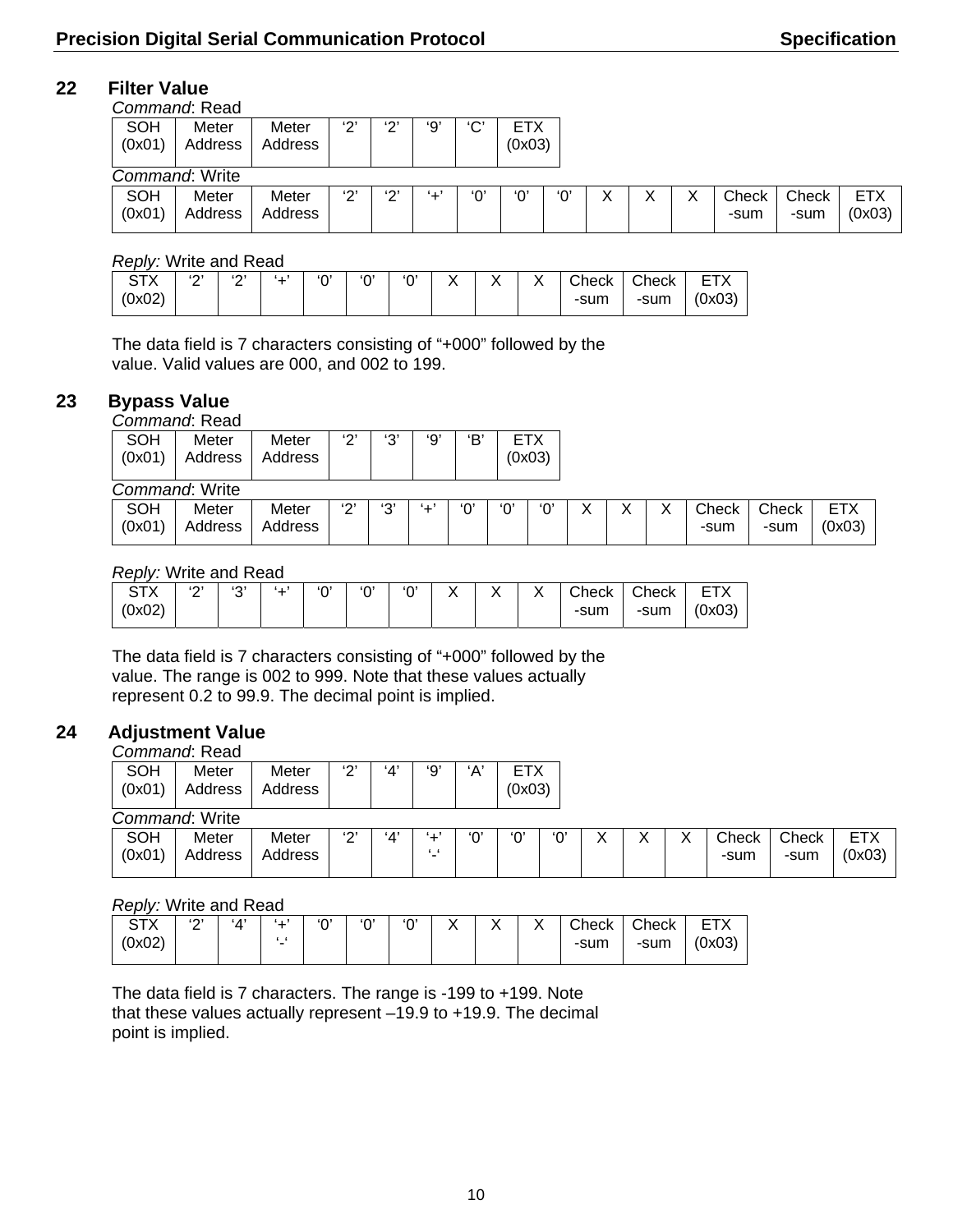## 22 Filter Value

*Command*: Read

| SOH (0x01) | Meter Address | Meter Address | '2' | '2' | '9' | 'C' | ETX (0x03) |
|---|---|---|---|---|---|---|---|

*Command*: Write

| SOH (0x01) | Meter Address | Meter Address | '2' | '2' | '+' | '0' | '0' | '0' | X | X | X | Check -sum | Check -sum | ETX (0x03) |
|---|---|---|---|---|---|---|---|---|---|---|---|---|---|---|

*Reply:* Write and Read

| STX (0x02) | '2' | '2' | '+' | '0' | '0' | '0' | X | X | X | Check -sum | Check -sum | ETX (0x03) |
|---|---|---|---|---|---|---|---|---|---|---|---|---|

The data field is 7 characters consisting of "+000" followed by the value. Valid values are 000, and 002 to 199.

## 23 Bypass Value

*Command*: Read

| SOH (0x01) | Meter Address | Meter Address | '2' | '3' | '9' | 'B' | ETX (0x03) |
|---|---|---|---|---|---|---|---|

*Command*: Write

| SOH (0x01) | Meter Address | Meter Address | '2' | '3' | '+' | '0' | '0' | '0' | X | X | X | Check -sum | Check -sum | ETX (0x03) |
|---|---|---|---|---|---|---|---|---|---|---|---|---|---|---|

*Reply:* Write and Read

| STX (0x02) | '2' | '3' | '+' | '0' | '0' | '0' | X | X | X | Check -sum | Check -sum | ETX (0x03) |
|---|---|---|---|---|---|---|---|---|---|---|---|---|

The data field is 7 characters consisting of "+000" followed by the value. The range is 002 to 999. Note that these values actually represent 0.2 to 99.9. The decimal point is implied.

## 24 Adjustment Value

*Command*: Read

| SOH (0x01) | Meter Address | Meter Address | '2' | '4' | '9' | 'A' | ETX (0x03) |
|---|---|---|---|---|---|---|---|

*Command*: Write

| SOH (0x01) | Meter Address | Meter Address | '2' | '4' | '+' '-' | '0' | '0' | '0' | X | X | X | Check -sum | Check -sum | ETX (0x03) |
|---|---|---|---|---|---|---|---|---|---|---|---|---|---|---|

*Reply:* Write and Read

| STX (0x02) | '2' | '4' | '+' '-' | '0' | '0' | '0' | X | X | X | Check -sum | Check -sum | ETX (0x03) |
|---|---|---|---|---|---|---|---|---|---|---|---|---|

The data field is 7 characters. The range is -199 to +199. Note that these values actually represent –19.9 to +19.9. The decimal point is implied.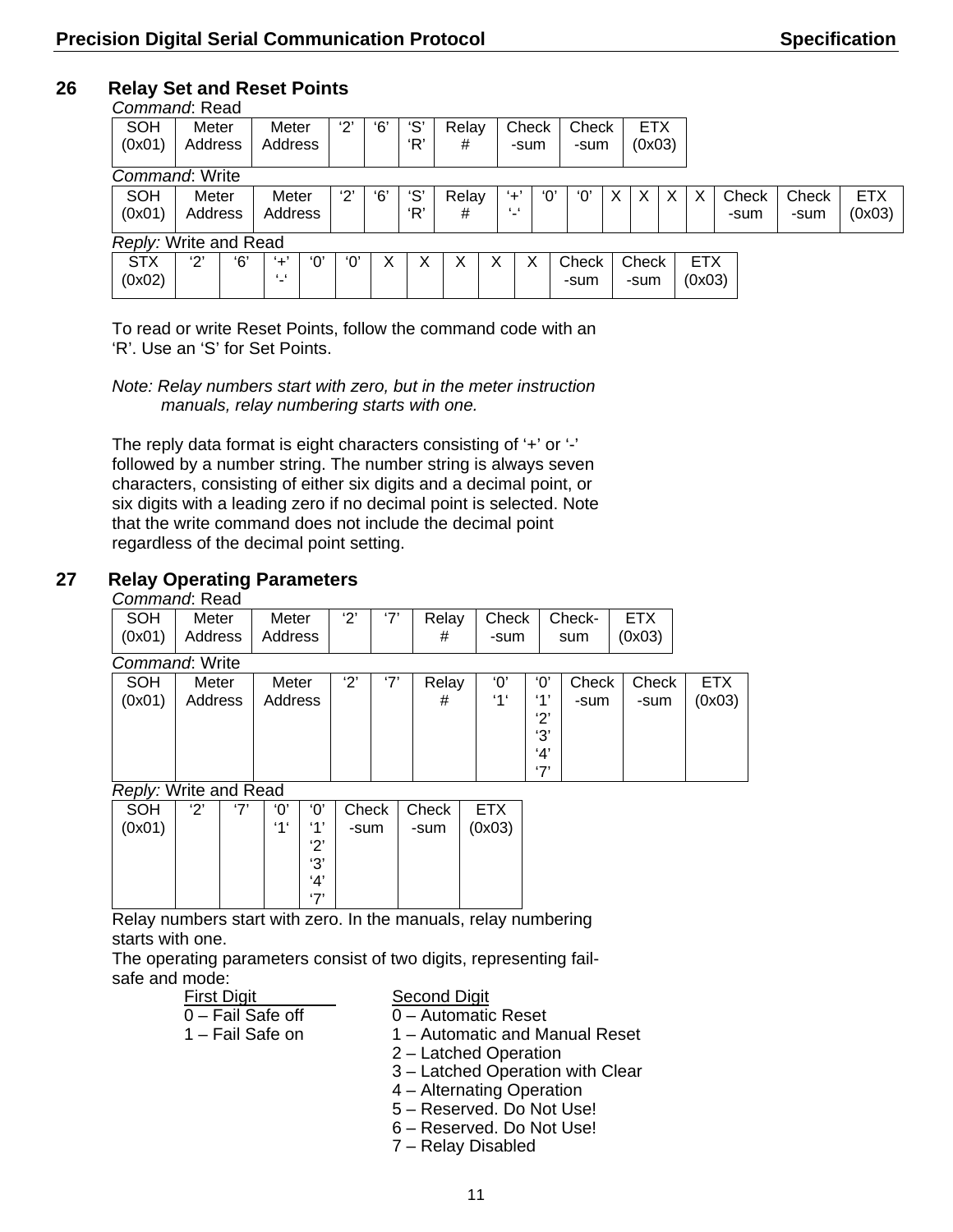## 26 Relay Set and Reset Points

*Command*: Read

| SOH (0x01) | Meter Address | Meter Address | '2' | '6' | 'S' 'R' | Relay # | Check -sum | Check -sum | ETX (0x03) |
|---|---|---|---|---|---|---|---|---|---|

*Command*: Write

| SOH (0x01) | Meter Address | Meter Address | '2' | '6' | 'S' 'R' | Relay # | '+' '-' | '0' | '0' | X | X | X | X | Check -sum | Check -sum | ETX (0x03) |
|---|---|---|---|---|---|---|---|---|---|---|---|---|---|---|---|---|

*Reply:* Write and Read

| STX (0x02) | '2' | '6' | '+' '-' | '0' | '0' | X | X | X | X | X | Check -sum | Check -sum | ETX (0x03) |
|---|---|---|---|---|---|---|---|---|---|---|---|---|---|

To read or write Reset Points, follow the command code with an 'R'. Use an 'S' for Set Points.

*Note: Relay numbers start with zero, but in the meter instruction manuals, relay numbering starts with one.*

The reply data format is eight characters consisting of '+' or '-' followed by a number string. The number string is always seven characters, consisting of either six digits and a decimal point, or six digits with a leading zero if no decimal point is selected. Note that the write command does not include the decimal point regardless of the decimal point setting.

## 27 Relay Operating Parameters

*Command*: Read

| SOH (0x01) | Meter Address | Meter Address | '2' | '7' | Relay # | Check -sum | Check- sum | ETX (0x03) |
|---|---|---|---|---|---|---|---|---|

*Command*: Write

| SOH (0x01) | Meter Address | Meter Address | '2' | '7' | Relay # | '0' '1' | '0' '1' '2' '3' '4' '7' | Check -sum | Check -sum | ETX (0x03) |
|---|---|---|---|---|---|---|---|---|---|---|

*Reply:* Write and Read

| SOH (0x01) | '2' | '7' | '0' '1' | '0' '1' '2' '3' '4' '7' | Check -sum | Check -sum | ETX (0x03) |
|---|---|---|---|---|---|---|---|

Relay numbers start with zero. In the manuals, relay numbering starts with one.

The operating parameters consist of two digits, representing fail-safe and mode:

| First Digit | Second Digit |
|---|---|
| 0 – Fail Safe off | 0 – Automatic Reset |
| 1 – Fail Safe on | 1 – Automatic and Manual Reset |
| | 2 – Latched Operation |
| | 3 – Latched Operation with Clear |
| | 4 – Alternating Operation |
| | 5 – Reserved. Do Not Use! |
| | 6 – Reserved. Do Not Use! |
| | 7 – Relay Disabled |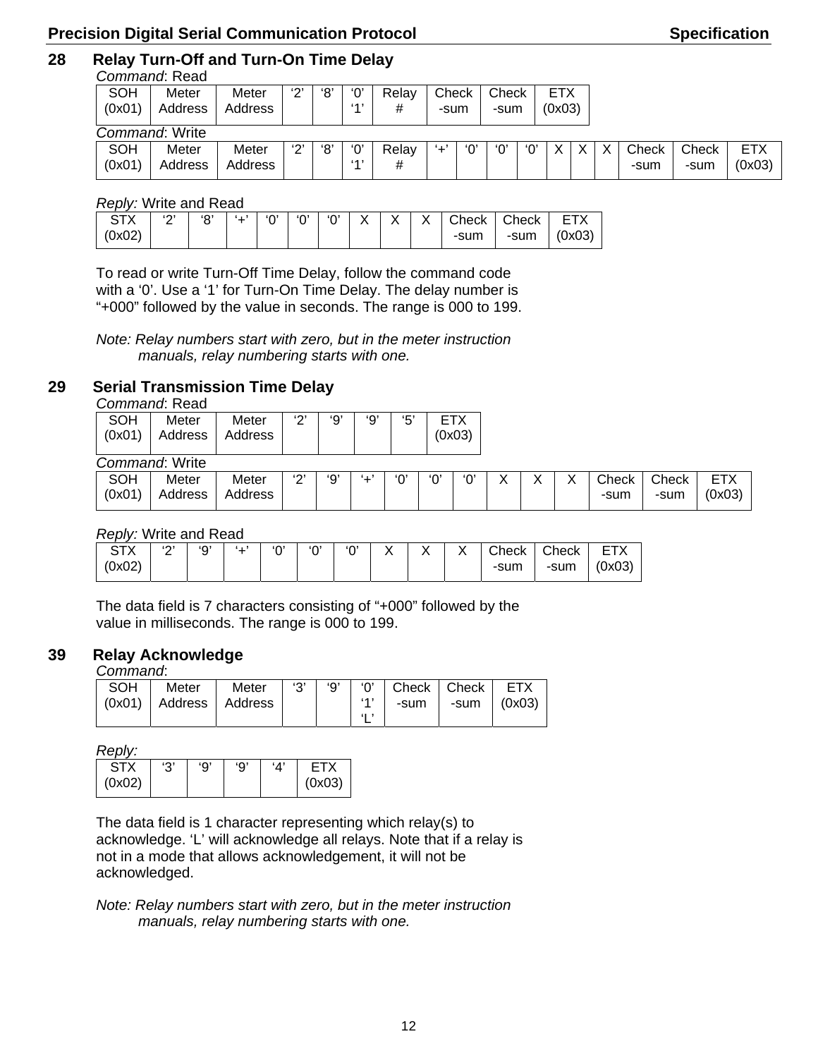## 28 Relay Turn-Off and Turn-On Time Delay

*Command*: Read

| SOH (0x01) | Meter Address | Meter Address | '2' | '8' | '0' '1' | Relay # | Check -sum | Check -sum | ETX (0x03) |
|---|---|---|---|---|---|---|---|---|---|

*Command*: Write

| SOH (0x01) | Meter Address | Meter Address | '2' | '8' | '0' '1' | Relay # | '+' | '0' | '0' | '0' | X | X | X | Check -sum | Check -sum | ETX (0x03) |
|---|---|---|---|---|---|---|---|---|---|---|---|---|---|---|---|---|

*Reply:* Write and Read

| STX (0x02) | '2' | '8' | '+' | '0' | '0' | '0' | X | X | X | Check -sum | Check -sum | ETX (0x03) |
|---|---|---|---|---|---|---|---|---|---|---|---|---|

To read or write Turn-Off Time Delay, follow the command code with a '0'. Use a '1' for Turn-On Time Delay. The delay number is "+000" followed by the value in seconds. The range is 000 to 199.

*Note: Relay numbers start with zero, but in the meter instruction manuals, relay numbering starts with one.*

## 29 Serial Transmission Time Delay

*Command*: Read

| SOH (0x01) | Meter Address | Meter Address | '2' | '9' | '9' | '5' | ETX (0x03) |
|---|---|---|---|---|---|---|---|

*Command*: Write

| SOH (0x01) | Meter Address | Meter Address | '2' | '9' | '+' | '0' | '0' | '0' | X | X | X | Check -sum | Check -sum | ETX (0x03) |
|---|---|---|---|---|---|---|---|---|---|---|---|---|---|---|

*Reply:* Write and Read

| STX (0x02) | '2' | '9' | '+' | '0' | '0' | '0' | X | X | X | Check -sum | Check -sum | ETX (0x03) |
|---|---|---|---|---|---|---|---|---|---|---|---|---|

The data field is 7 characters consisting of "+000" followed by the value in milliseconds. The range is 000 to 199.

## 39 Relay Acknowledge

*Command*:

| SOH (0x01) | Meter Address | Meter Address | '3' | '9' | '0' '1' 'L' | Check -sum | Check -sum | ETX (0x03) |
|---|---|---|---|---|---|---|---|---|

*Reply:*

| STX (0x02) | '3' | '9' | '9' | '4' | ETX (0x03) |
|---|---|---|---|---|---|

The data field is 1 character representing which relay(s) to acknowledge. 'L' will acknowledge all relays. Note that if a relay is not in a mode that allows acknowledgement, it will not be acknowledged.

*Note: Relay numbers start with zero, but in the meter instruction manuals, relay numbering starts with one.*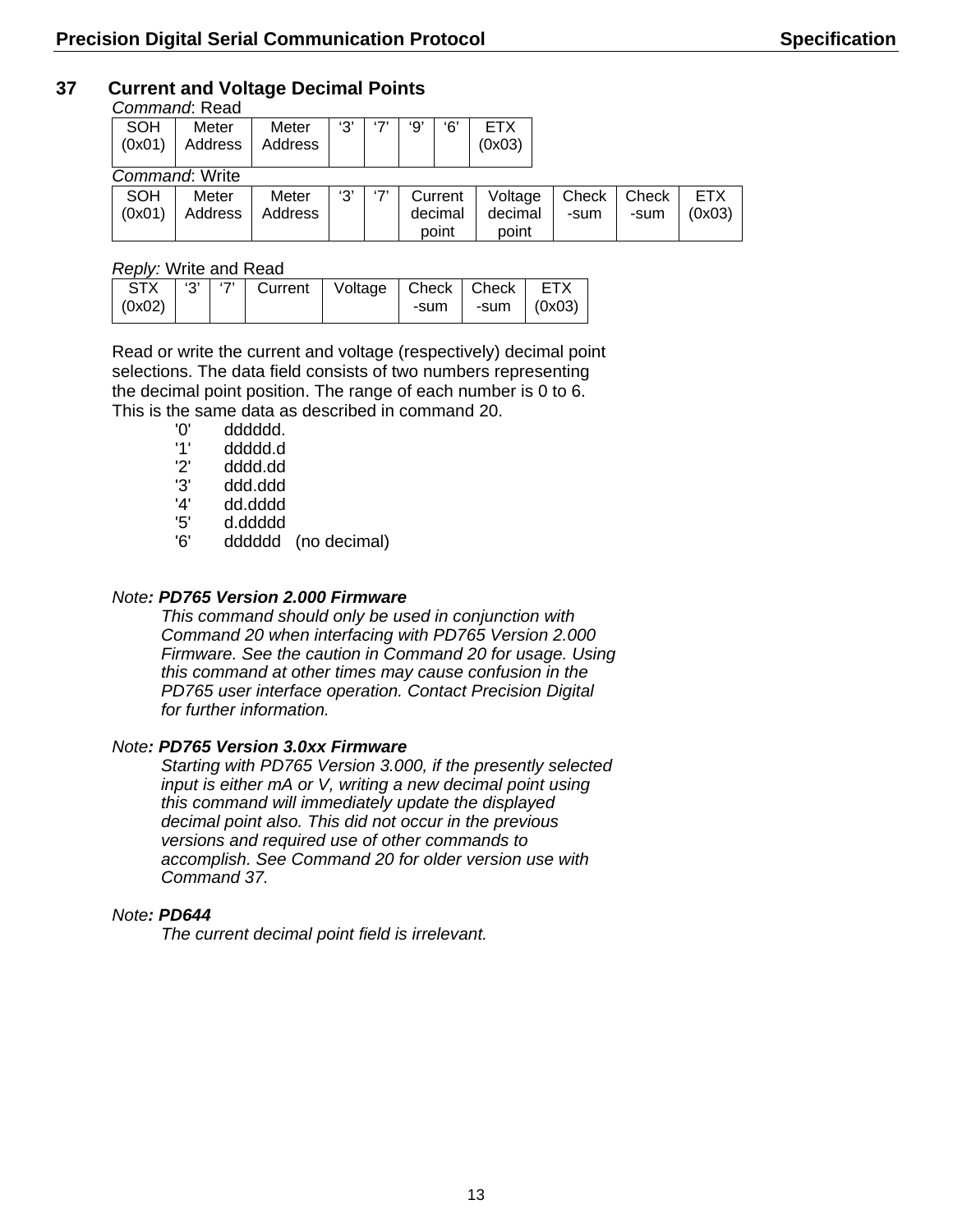## 37 Current and Voltage Decimal Points

*Command*: Read

| SOH (0x01) | Meter Address | Meter Address | ‘3’ | ‘7’ | ‘9’ | ‘6’ | ETX (0x03) |
|---|---|---|---|---|---|---|---|

*Command*: Write

| SOH (0x01) | Meter Address | Meter Address | ‘3’ | ‘7’ | Current decimal point | Voltage decimal point | Check -sum | Check -sum | ETX (0x03) |
|---|---|---|---|---|---|---|---|---|---|

*Reply:* Write and Read

| STX (0x02) | ‘3’ | ‘7’ | Current | Voltage | Check -sum | Check -sum | ETX (0x03) |
|---|---|---|---|---|---|---|---|

Read or write the current and voltage (respectively) decimal point selections. The data field consists of two numbers representing the decimal point position. The range of each number is 0 to 6. This is the same data as described in command 20.

- '0' dddddd.
- '1' ddddd.d
- '2' dddd.dd
- '3' ddd.ddd
- '4' dd.dddd
- '5' d.ddddd
- '6' dddddd (no decimal)

*Note**: PD765 Version 2.000 Firmware***

*This command should only be used in conjunction with Command 20 when interfacing with PD765 Version 2.000 Firmware. See the caution in Command 20 for usage. Using this command at other times may cause confusion in the PD765 user interface operation. Contact Precision Digital for further information.*

*Note**: PD765 Version 3.0xx Firmware***

*Starting with PD765 Version 3.000, if the presently selected input is either mA or V, writing a new decimal point using this command will immediately update the displayed decimal point also. This did not occur in the previous versions and required use of other commands to accomplish. See Command 20 for older version use with Command 37.*

*Note**: PD644***

*The current decimal point field is irrelevant.*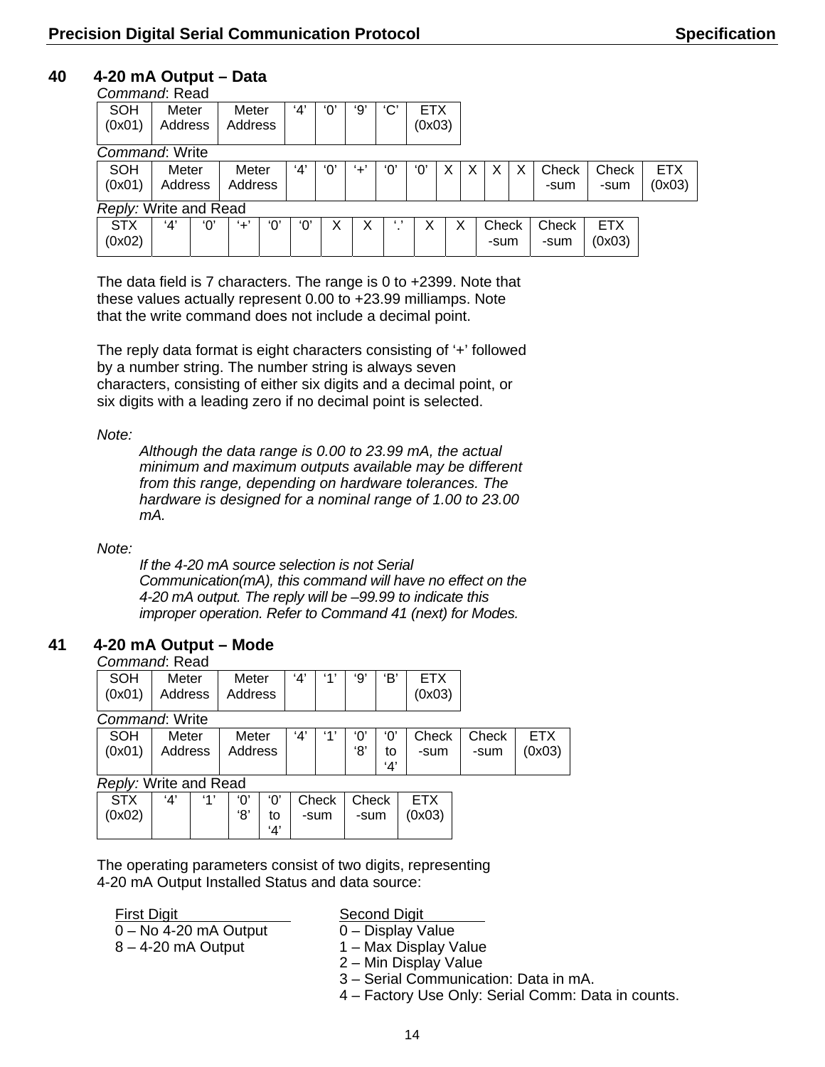## 40 4-20 mA Output – Data

*Command*: Read

| SOH (0x01) | Meter Address | Meter Address | ‘4’ | ‘0’ | ‘9’ | ‘C’ | ETX (0x03) |
|---|---|---|---|---|---|---|---|

*Command*: Write

| SOH (0x01) | Meter Address | Meter Address | ‘4’ | ‘0’ | ‘+’ | ‘0’ | ‘0’ | X | X | X | X | Check -sum | Check -sum | ETX (0x03) |
|---|---|---|---|---|---|---|---|---|---|---|---|---|---|---|

*Reply:* Write and Read

| STX (0x02) | ‘4’ | ‘0’ | ‘+’ | ‘0’ | ‘0’ | X | X | ‘.’ | X | X | Check -sum | Check -sum | ETX (0x03) |
|---|---|---|---|---|---|---|---|---|---|---|---|---|---|

The data field is 7 characters. The range is 0 to +2399. Note that these values actually represent 0.00 to +23.99 milliamps. Note that the write command does not include a decimal point.

The reply data format is eight characters consisting of ‘+’ followed by a number string. The number string is always seven characters, consisting of either six digits and a decimal point, or six digits with a leading zero if no decimal point is selected.

*Note:*

*Although the data range is 0.00 to 23.99 mA, the actual minimum and maximum outputs available may be different from this range, depending on hardware tolerances. The hardware is designed for a nominal range of 1.00 to 23.00 mA.*

*Note:*

*If the 4-20 mA source selection is not Serial Communication(mA), this command will have no effect on the 4-20 mA output. The reply will be –99.99 to indicate this improper operation. Refer to Command 41 (next) for Modes.*

## 41 4-20 mA Output – Mode

*Command*: Read

| SOH (0x01) | Meter Address | Meter Address | ‘4’ | ‘1’ | ‘9’ | ‘B’ | ETX (0x03) |
|---|---|---|---|---|---|---|---|

*Command*: Write

| SOH (0x01) | Meter Address | Meter Address | ‘4’ | ‘1’ | ‘0’ ‘8’ | ‘0’ to ‘4’ | Check -sum | Check -sum | ETX (0x03) |
|---|---|---|---|---|---|---|---|---|---|

*Reply:* Write and Read

| STX (0x02) | ‘4’ | ‘1’ | ‘0’ ‘8’ | ‘0’ to ‘4’ | Check -sum | Check -sum | ETX (0x03) |
|---|---|---|---|---|---|---|---|

The operating parameters consist of two digits, representing 4-20 mA Output Installed Status and data source:

| First Digit | Second Digit |
|---|---|
| 0 – No 4-20 mA Output | 0 – Display Value |
| 8 – 4-20 mA Output | 1 – Max Display Value |
| | 2 – Min Display Value |
| | 3 – Serial Communication: Data in mA. |
| | 4 – Factory Use Only: Serial Comm: Data in counts. |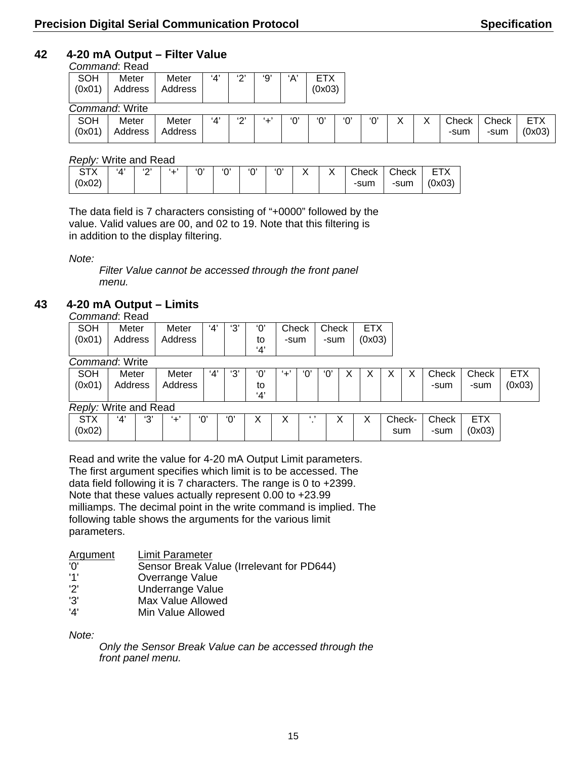## 42 4-20 mA Output – Filter Value

*Command*: Read

| SOH (0x01) | Meter Address | Meter Address | '4' | '2' | '9' | 'A' | ETX (0x03) |
|---|---|---|---|---|---|---|---|

*Command*: Write

| SOH (0x01) | Meter Address | Meter Address | '4' | '2' | '+' | '0' | '0' | '0' | '0' | X | X | Check -sum | Check -sum | ETX (0x03) |
|---|---|---|---|---|---|---|---|---|---|---|---|---|---|---|

*Reply:* Write and Read

| STX (0x02) | '4' | '2' | '+' | '0' | '0' | '0' | '0' | X | X | Check -sum | Check -sum | ETX (0x03) |
|---|---|---|---|---|---|---|---|---|---|---|---|---|

The data field is 7 characters consisting of "+0000" followed by the value. Valid values are 00, and 02 to 19. Note that this filtering is in addition to the display filtering.

*Note:*

*Filter Value cannot be accessed through the front panel menu.*

## 43 4-20 mA Output – Limits

*Command*: Read

| SOH (0x01) | Meter Address | Meter Address | '4' | '3' | '0' to '4' | Check -sum | Check -sum | ETX (0x03) |
|---|---|---|---|---|---|---|---|---|

*Command*: Write

| SOH (0x01) | Meter Address | Meter Address | '4' | '3' | '0' to '4' | '+' | '0' | '0' | X | X | X | X | Check -sum | Check -sum | ETX (0x03) |
|---|---|---|---|---|---|---|---|---|---|---|---|---|---|---|---|

*Reply:* Write and Read

| STX (0x02) | '4' | '3' | '+' | '0' | '0' | X | X | '.' | X | X | Check-sum | Check -sum | ETX (0x03) |
|---|---|---|---|---|---|---|---|---|---|---|---|---|---|

Read and write the value for 4-20 mA Output Limit parameters. The first argument specifies which limit is to be accessed. The data field following it is 7 characters. The range is 0 to +2399. Note that these values actually represent 0.00 to +23.99 milliamps. The decimal point in the write command is implied. The following table shows the arguments for the various limit parameters.

| Argument | Limit Parameter |
|---|---|
| '0' | Sensor Break Value (Irrelevant for PD644) |
| '1' | Overrange Value |
| '2' | Underrange Value |
| '3' | Max Value Allowed |
| '4' | Min Value Allowed |

*Note:*

*Only the Sensor Break Value can be accessed through the front panel menu.*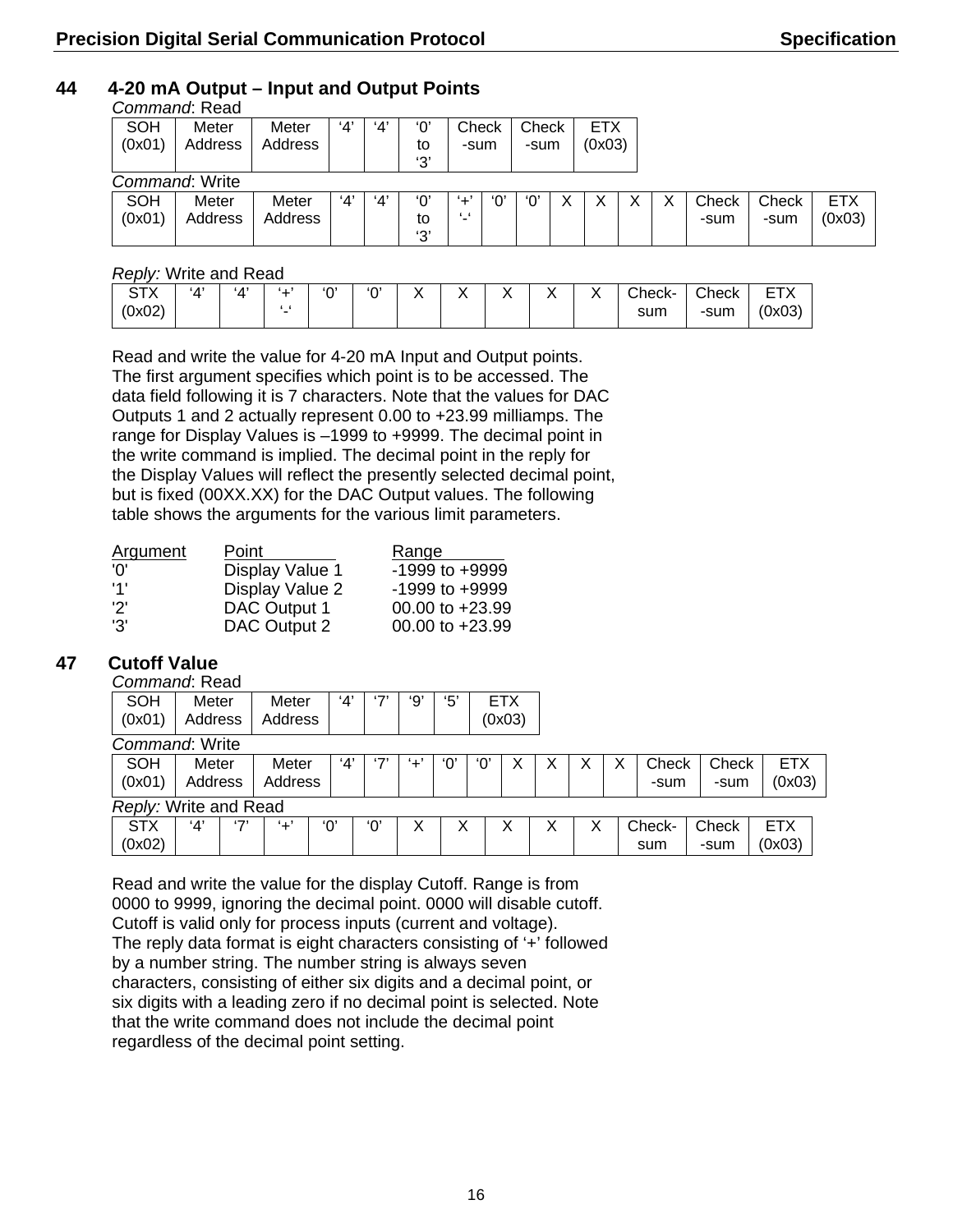## 44 4-20 mA Output – Input and Output Points

*Command*: Read

| SOH (0x01) | Meter Address | Meter Address | '4' | '4' | '0' to '3' | Check -sum | Check -sum | ETX (0x03) |
|---|---|---|---|---|---|---|---|---|

*Command*: Write

| SOH (0x01) | Meter Address | Meter Address | '4' | '4' | '0' to '3' | '+' '-' | '0' | '0' | X | X | X | X | Check -sum | Check -sum | ETX (0x03) |
|---|---|---|---|---|---|---|---|---|---|---|---|---|---|---|---|

*Reply:* Write and Read

| STX (0x02) | '4' | '4' | '+' '-' | '0' | '0' | X | X | X | X | X | Check-sum | Check -sum | ETX (0x03) |
|---|---|---|---|---|---|---|---|---|---|---|---|---|---|

Read and write the value for 4-20 mA Input and Output points. The first argument specifies which point is to be accessed. The data field following it is 7 characters. Note that the values for DAC Outputs 1 and 2 actually represent 0.00 to +23.99 milliamps. The range for Display Values is –1999 to +9999. The decimal point in the write command is implied. The decimal point in the reply for the Display Values will reflect the presently selected decimal point, but is fixed (00XX.XX) for the DAC Output values. The following table shows the arguments for the various limit parameters.

| Argument | Point | Range |
|---|---|---|
| '0' | Display Value 1 | -1999 to +9999 |
| '1' | Display Value 2 | -1999 to +9999 |
| '2' | DAC Output 1 | 00.00 to +23.99 |
| '3' | DAC Output 2 | 00.00 to +23.99 |

## 47 Cutoff Value

*Command*: Read

| SOH (0x01) | Meter Address | Meter Address | '4' | '7' | '9' | '5' | ETX (0x03) |
|---|---|---|---|---|---|---|---|

*Command*: Write

| SOH (0x01) | Meter Address | Meter Address | '4' | '7' | '+' | '0' | '0' | X | X | X | X | Check -sum | Check -sum | ETX (0x03) |
|---|---|---|---|---|---|---|---|---|---|---|---|---|---|---|

*Reply:* Write and Read

| STX (0x02) | '4' | '7' | '+' | '0' | '0' | X | X | X | X | X | Check-sum | Check -sum | ETX (0x03) |
|---|---|---|---|---|---|---|---|---|---|---|---|---|---|

Read and write the value for the display Cutoff. Range is from 0000 to 9999, ignoring the decimal point. 0000 will disable cutoff. Cutoff is valid only for process inputs (current and voltage). The reply data format is eight characters consisting of '+' followed by a number string. The number string is always seven characters, consisting of either six digits and a decimal point, or six digits with a leading zero if no decimal point is selected. Note that the write command does not include the decimal point regardless of the decimal point setting.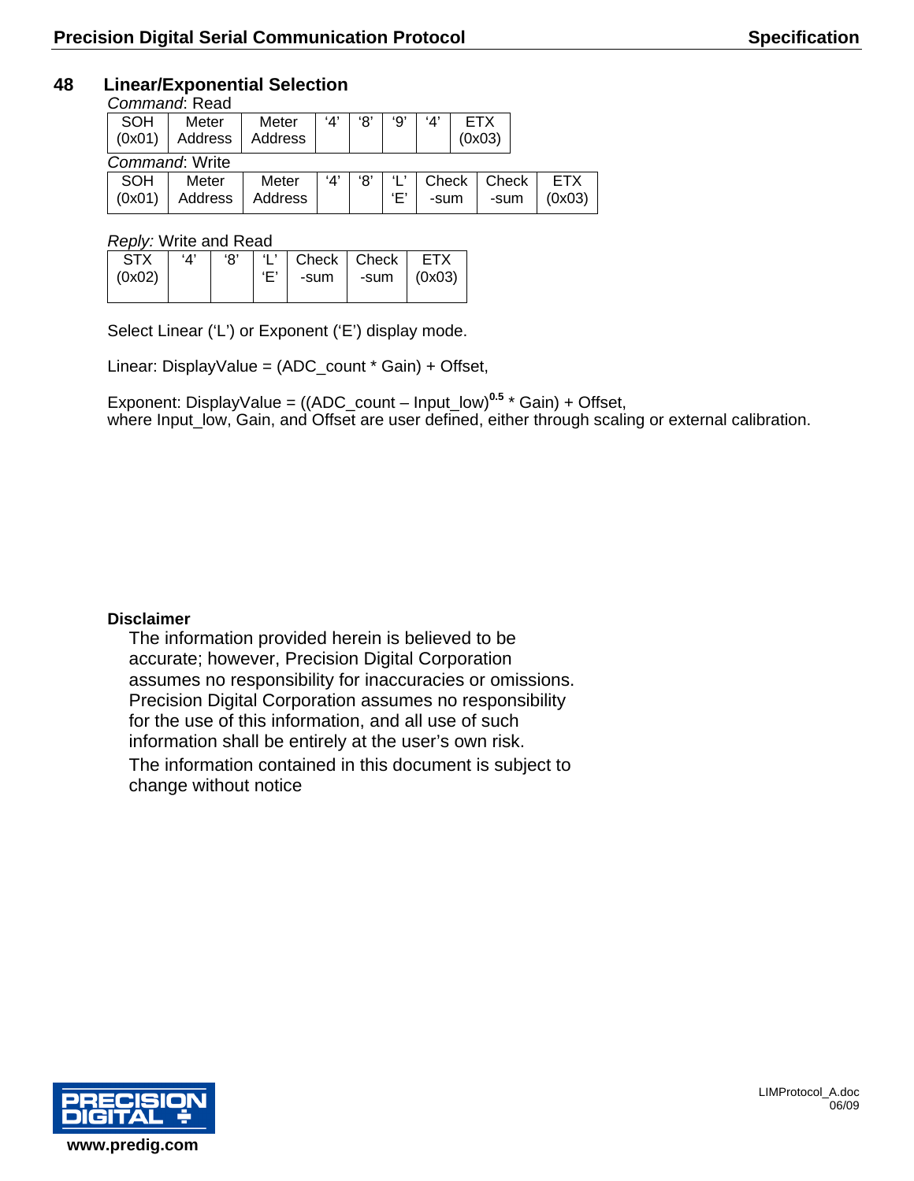## 48 Linear/Exponential Selection

*Command*: Read

| | | | | | | | |
|---|---|---|---|---|---|---|---|
| SOH (0x01) | Meter Address | Meter Address | ‘4’ | ‘8’ | ‘9’ | ‘4’ | ETX (0x03) |

*Command*: Write

| | | | | | | | | |
|---|---|---|---|---|---|---|---|---|
| SOH (0x01) | Meter Address | Meter Address | ‘4’ | ‘8’ | ‘L’ ‘E’ | Check -sum | Check -sum | ETX (0x03) |

*Reply:* Write and Read

| | | | | | | |
|---|---|---|---|---|---|---|
| STX (0x02) | ‘4’ | ‘8’ | ‘L’ ‘E’ | Check -sum | Check -sum | ETX (0x03) |

Select Linear (‘L’) or Exponent (‘E’) display mode.

Linear: DisplayValue = (ADC_count * Gain) + Offset,

Exponent: DisplayValue = $((\text{ADC\_count} - \text{Input\_low})^{0.5} * \text{Gain}) + \text{Offset}$,
where Input_low, Gain, and Offset are user defined, either through scaling or external calibration.

**Disclaimer**

The information provided herein is believed to be accurate; however, Precision Digital Corporation assumes no responsibility for inaccuracies or omissions. Precision Digital Corporation assumes no responsibility for the use of this information, and all use of such information shall be entirely at the user’s own risk.

The information contained in this document is subject to change without notice

PRECISION DIGITAL

**www.predig.com**

LIMProtocol_A.doc
06/09